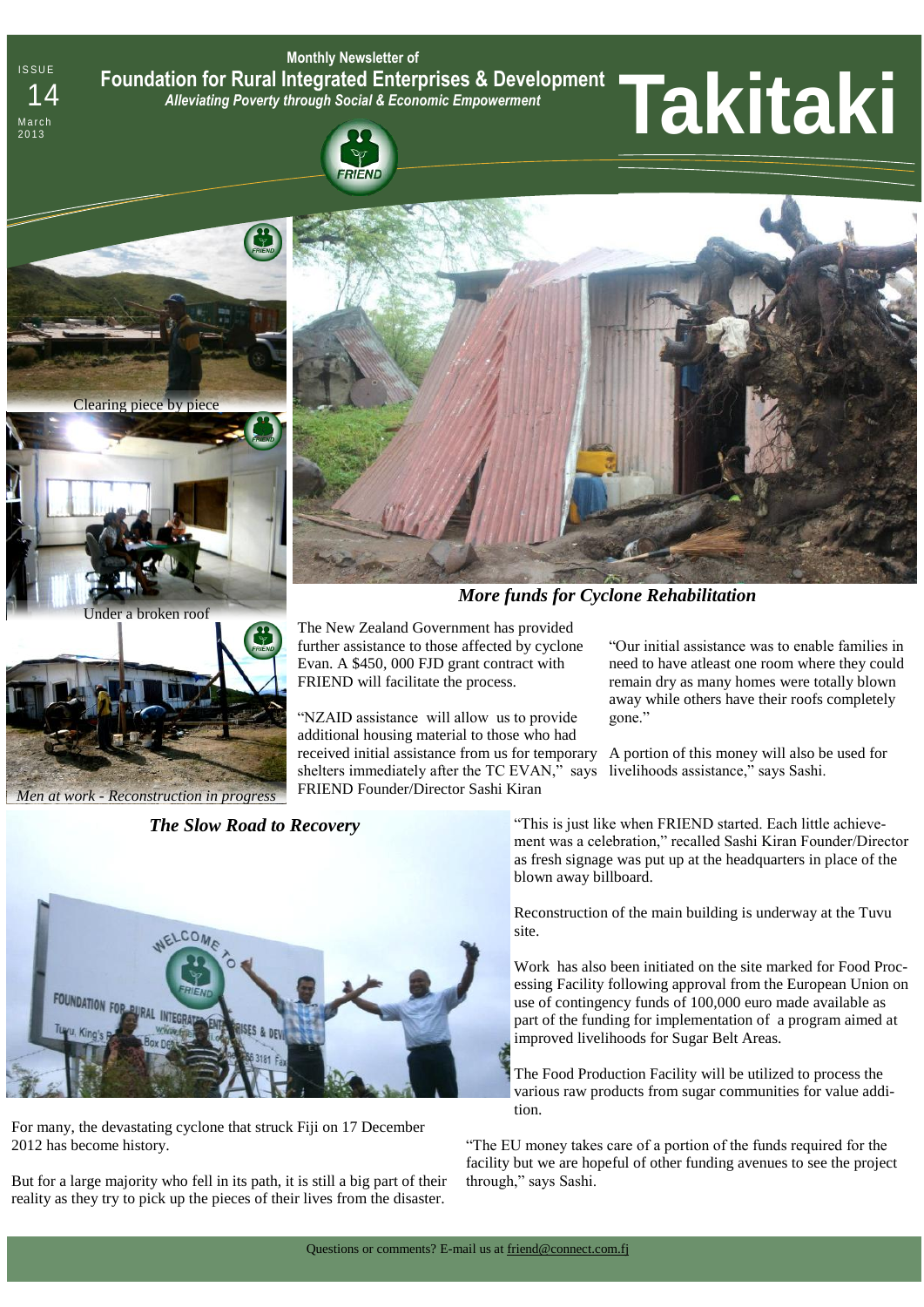ISSUE 14 March 2013

Monthly Newsletter of

**Foundation for Rural Integrated Enterprises & Development**

*Alleviating Poverty through Social & Economic Empowerment*

# Takitaki

Clearing piece by piece

Under a broken roof

*Men at work - Reconstruction in progress*

## *More funds for Cyclone Rehabilitation*

The New Zealand Government has provided further assistance to those affected by cyclone Evan. A $450, 000 FJD grant contract with FRIEND will facilitate the process.

"NZAID assistance will allow us to provide additional housing material to those who had received initial assistance from us for temporary shelters immediately after the TC EVAN," says FRIEND Founder/Director Sashi Kiran

"Our initial assistance was to enable families in need to have atleast one room where they could remain dry as many homes were totally blown away while others have their roofs completely gone."

A portion of this money will also be used for livelihoods assistance," says Sashi.

## *The Slow Road to Recovery*

For many, the devastating cyclone that struck Fiji on 17 December 2012 has become history.

But for a large majority who fell in its path, it is still a big part of their reality as they try to pick up the pieces of their lives from the disaster.

"This is just like when FRIEND started. Each little achievement was a celebration," recalled Sashi Kiran Founder/Director as fresh signage was put up at the headquarters in place of the blown away billboard.

Reconstruction of the main building is underway at the Tuvu site.

Work has also been initiated on the site marked for Food Processing Facility following approval from the European Union on use of contingency funds of 100,000 euro made available as part of the funding for implementation of a program aimed at improved livelihoods for Sugar Belt Areas.

The Food Production Facility will be utilized to process the various raw products from sugar communities for value addition.

"The EU money takes care of a portion of the funds required for the facility but we are hopeful of other funding avenues to see the project through," says Sashi.

Questions or comments? E-mail us at friend@connect.com.fj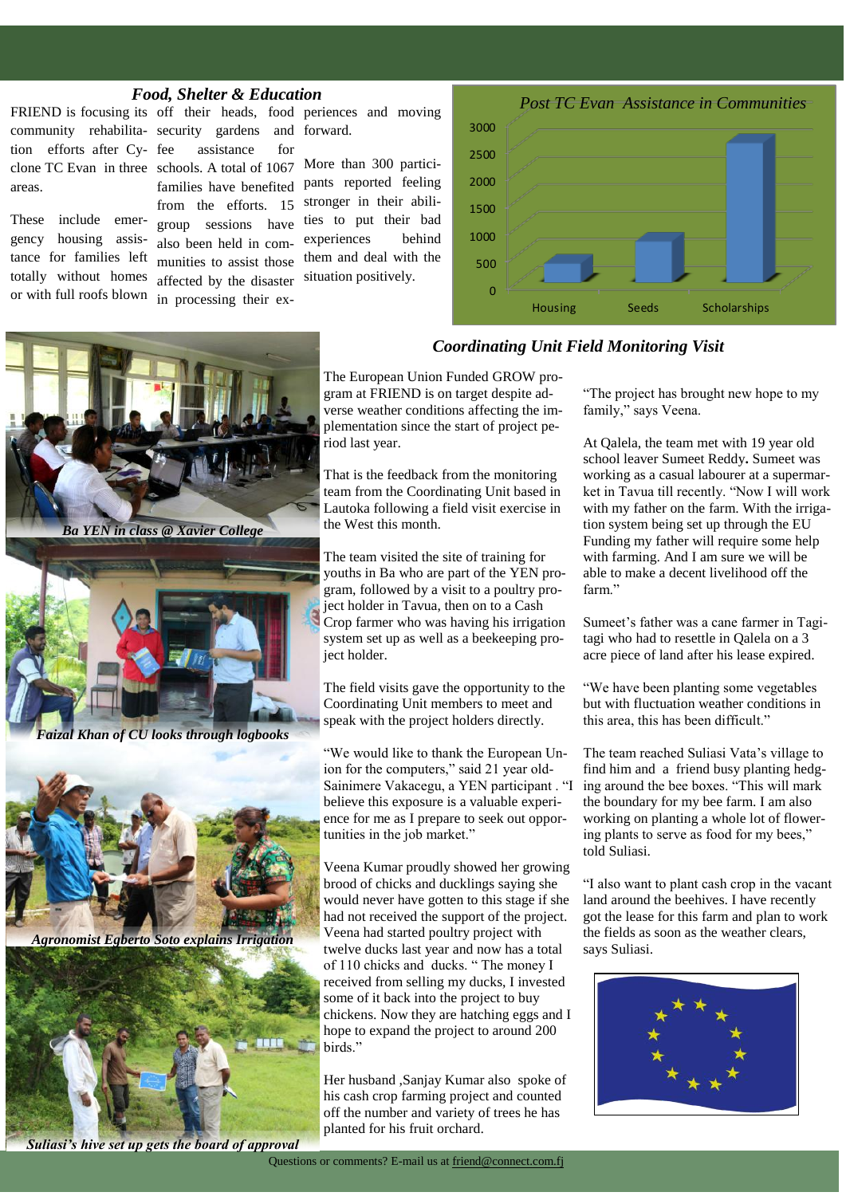## *Food, Shelter & Education*

FRIEND is focusing its community rehabilitation efforts after Cyclone TC Evan in three areas.

These include emergency housing assistance for families left totally without homes or with full roofs blown off their heads, food security gardens and fee assistance for schools. A total of 1067 families have benefited from the efforts. 15 group sessions have also been held in communities to assist those affected by the disaster in processing their experiences and moving forward.

More than 300 participants reported feeling stronger in their abilities to put their bad experiences behind them and deal with the situation positively.

*Post TC Evan Assistance in Communities*

| Category | Value (approx.) |
|---|---|
| Housing | ~250 |
| Seeds | ~900 |
| Scholarships | ~2700 |

*Ba YEN in class @ Xavier College*

*Faizal Khan of CU looks through logbooks*

*Agronomist Egberto Soto explains Irrigation*

*Suliasi's hive set up gets the board of approval*

## *Coordinating Unit Field Monitoring Visit*

The European Union Funded GROW program at FRIEND is on target despite adverse weather conditions affecting the implementation since the start of project period last year.

That is the feedback from the monitoring team from the Coordinating Unit based in Lautoka following a field visit exercise in the West this month.

The team visited the site of training for youths in Ba who are part of the YEN program, followed by a visit to a poultry project holder in Tavua, then on to a Cash Crop farmer who was having his irrigation system set up as well as a beekeeping project holder.

The field visits gave the opportunity to the Coordinating Unit members to meet and speak with the project holders directly.

"We would like to thank the European Union for the computers," said 21 year old-Sainimere Vakacegu, a YEN participant . "I believe this exposure is a valuable experience for me as I prepare to seek out opportunities in the job market."

Veena Kumar proudly showed her growing brood of chicks and ducklings saying she would never have gotten to this stage if she had not received the support of the project. Veena had started poultry project with twelve ducks last year and now has a total of 110 chicks and ducks. " The money I received from selling my ducks, I invested some of it back into the project to buy chickens. Now they are hatching eggs and I hope to expand the project to around 200 birds."

Her husband ,Sanjay Kumar also spoke of his cash crop farming project and counted off the number and variety of trees he has planted for his fruit orchard.

"The project has brought new hope to my family," says Veena.

At Qalela, the team met with 19 year old school leaver Sumeet Reddy**.** Sumeet was working as a casual labourer at a supermarket in Tavua till recently. "Now I will work with my father on the farm. With the irrigation system being set up through the EU Funding my father will require some help with farming. And I am sure we will be able to make a decent livelihood off the farm."

Sumeet's father was a cane farmer in Tagitagi who had to resettle in Qalela on a 3 acre piece of land after his lease expired.

"We have been planting some vegetables but with fluctuation weather conditions in this area, this has been difficult."

The team reached Suliasi Vata's village to find him and a friend busy planting hedging around the bee boxes. "This will mark the boundary for my bee farm. I am also working on planting a whole lot of flowering plants to serve as food for my bees," told Suliasi.

"I also want to plant cash crop in the vacant land around the beehives. I have recently got the lease for this farm and plan to work the fields as soon as the weather clears, says Suliasi.

Questions or comments? E-mail us at friend@connect.com.fj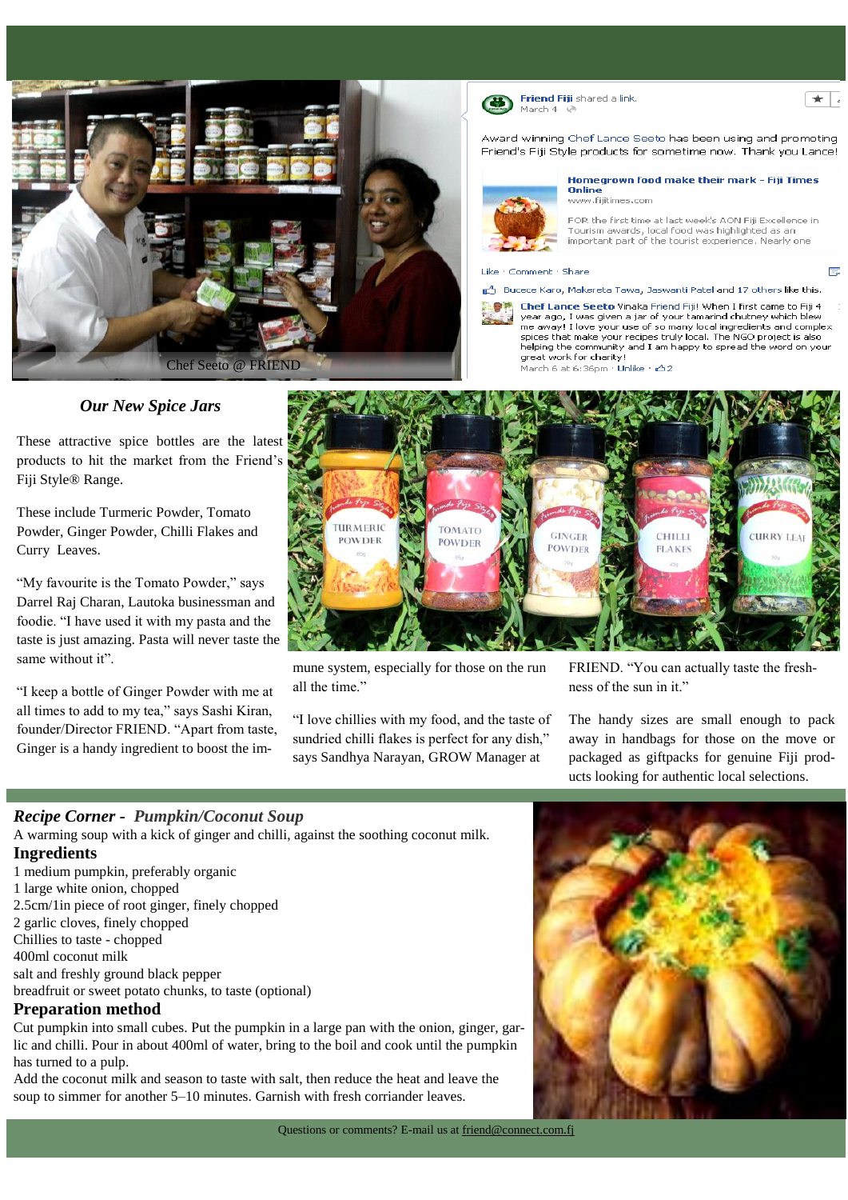Chef Seeto @ FRIEND

**Friend Fiji** shared a link.
March 4

Award winning Chef Lance Seeto has been using and promoting Friend's Fiji Style products for sometime now. Thank you Lance!

**Homegrown food make their mark - Fiji Times Online**
www.fijitimes.com

FOR the first time at last week's AON Fiji Excellence in Tourism awards, local food was highlighted as an important part of the tourist experience. Nearly one

Like · Comment · Share

Bucece Karo, Makereta Tawa, Jaswanti Patel and 17 others like this.

**Chef Lance Seeto** Vinaka Friend Fiji! When I first came to Fiji 4 year ago, I was given a jar of your tamarind chutney which blew me away! I love your use of so many local ingredients and complex spices that make your recipes truly local. The NGO project is also helping the community and I am happy to spread the word on your great work for charity!
March 6 at 6:36pm · Unlike · 2

## *Our New Spice Jars*

These attractive spice bottles are the latest products to hit the market from the Friend's Fiji Style® Range.

These include Turmeric Powder, Tomato Powder, Ginger Powder, Chilli Flakes and Curry Leaves.

"My favourite is the Tomato Powder," says Darrel Raj Charan, Lautoka businessman and foodie. "I have used it with my pasta and the taste is just amazing. Pasta will never taste the same without it".

"I keep a bottle of Ginger Powder with me at all times to add to my tea," says Sashi Kiran, founder/Director FRIEND. "Apart from taste, Ginger is a handy ingredient to boost the immune system, especially for those on the run all the time."

"I love chillies with my food, and the taste of sundried chilli flakes is perfect for any dish," says Sandhya Narayan, GROW Manager at FRIEND. "You can actually taste the freshness of the sun in it."

The handy sizes are small enough to pack away in handbags for those on the move or packaged as giftpacks for genuine Fiji products looking for authentic local selections.

## *Recipe Corner - Pumpkin/Coconut Soup*

A warming soup with a kick of ginger and chilli, against the soothing coconut milk.

### Ingredients

1 medium pumpkin, preferably organic
1 large white onion, chopped
2.5cm/1in piece of root ginger, finely chopped
2 garlic cloves, finely chopped
Chillies to taste - chopped
400ml coconut milk
salt and freshly ground black pepper
breadfruit or sweet potato chunks, to taste (optional)

### Preparation method

Cut pumpkin into small cubes. Put the pumpkin in a large pan with the onion, ginger, garlic and chilli. Pour in about 400ml of water, bring to the boil and cook until the pumpkin has turned to a pulp.

Add the coconut milk and season to taste with salt, then reduce the heat and leave the soup to simmer for another 5–10 minutes. Garnish with fresh corriander leaves.

Questions or comments? E-mail us at friend@connect.com.fj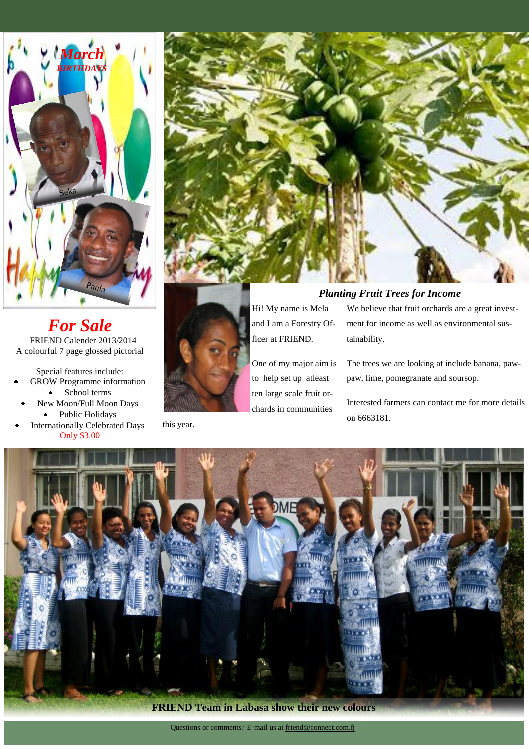*March*

*BIRTHDAYS*

Seka

Paula

# *For Sale*

FRIEND Calender 2013/2014

A colourful 7 page glossed pictorial

Special features include:

- GROW Programme information
- School terms
- New Moon/Full Moon Days
- Public Holidays
- Internationally Celebrated Days

Only $3.00

## *Planting Fruit Trees for Income*

Hi! My name is Mela and I am a Forestry Officer at FRIEND.

One of my major aim is to help set up atleast ten large scale fruit orchards in communities this year.

We believe that fruit orchards are a great investment for income as well as environmental sustainability.

The trees we are looking at include banana, pawpaw, lime, pomegranate and soursop.

Interested farmers can contact me for more details on 6663181.

**FRIEND Team in Labasa show their new colours**

Questions or comments? E-mail us at friend@connect.com.fj